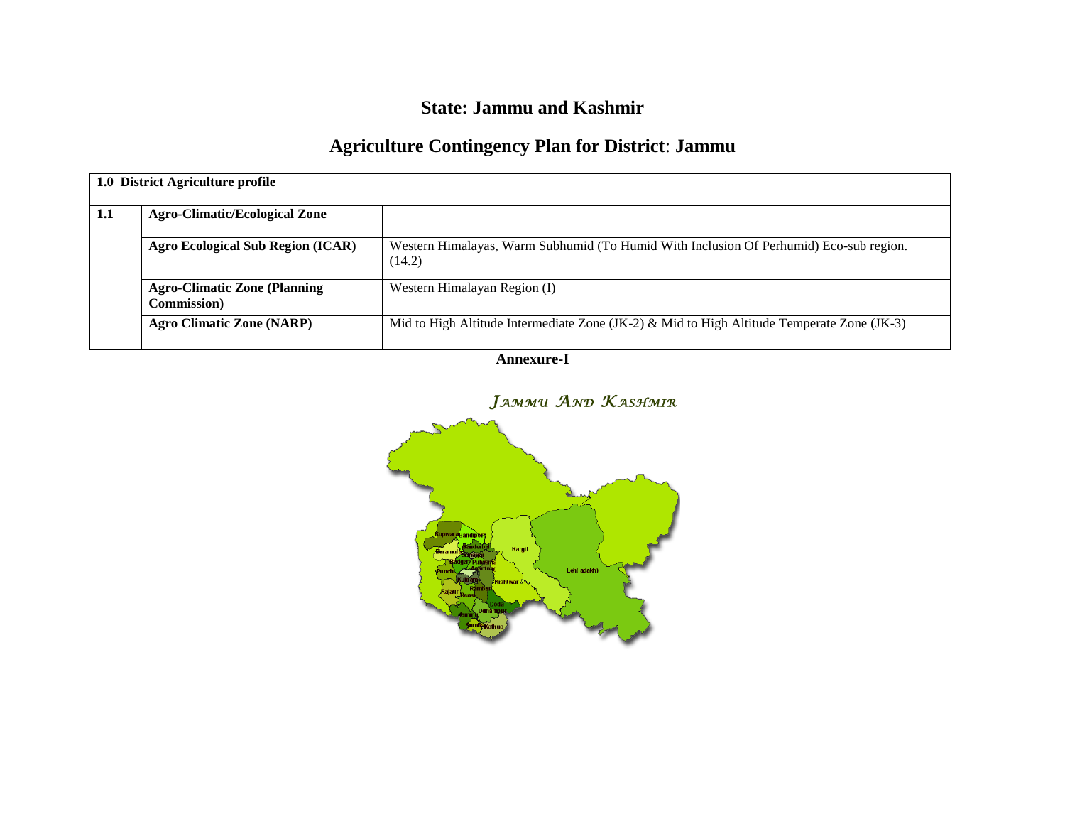# State: Jammu and Kashmir

## Agriculture Contingency Plan for District: Jammu

| 1.0 District Agriculture profile | | |
|---|---|---|
| 1.1 | Agro-Climatic/Ecological Zone | |
| | Agro Ecological Sub Region (ICAR) | Western Himalayas, Warm Subhumid (To Humid With Inclusion Of Perhumid) Eco-sub region. (14.2) |
| | Agro-Climatic Zone (Planning Commission) | Western Himalayan Region (I) |
| | Agro Climatic Zone (NARP) | Mid to High Altitude Intermediate Zone (JK-2) & Mid to High Altitude Temperate Zone (JK-3) |

**Annexure-I**

*JAMMU AND KASHMIR*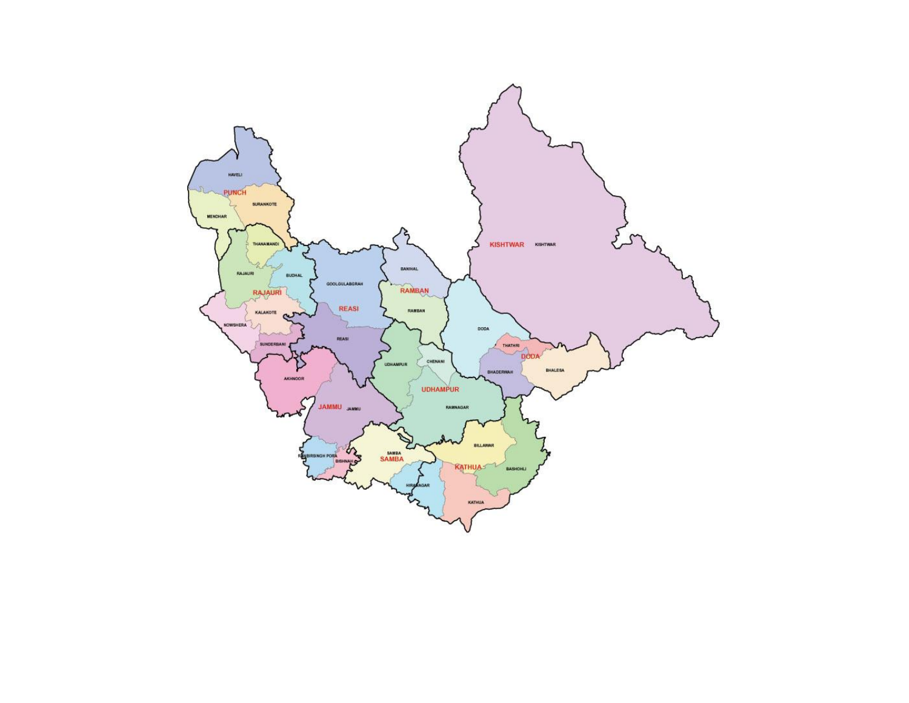HAVELI

PUNCH

MENDHAR

SURANKOTE

THANAMANDI

RAJAURI

BUDHAL

RAJAURI

NOWSHERA

KALAKOTE

SUNDERBANI

GOOLGULABGRAH

REASI

REASI

BANIHAL

RAMBAN

RAMBAN

KISHTWAR

KISHTWAR

DODA

THATHRI

DODA

BHADERWAH

BHALESA

UDHAMPUR

CHENANI

UDHAMPUR

RAMNAGAR

AKHNOOR

JAMMU

JAMMU

RANBIRSINGH PORA

BISHNAH

SAMBA

SAMBA

BILLAWAR

KATHUA

BASHOHLI

HIRANAGAR

KATHUA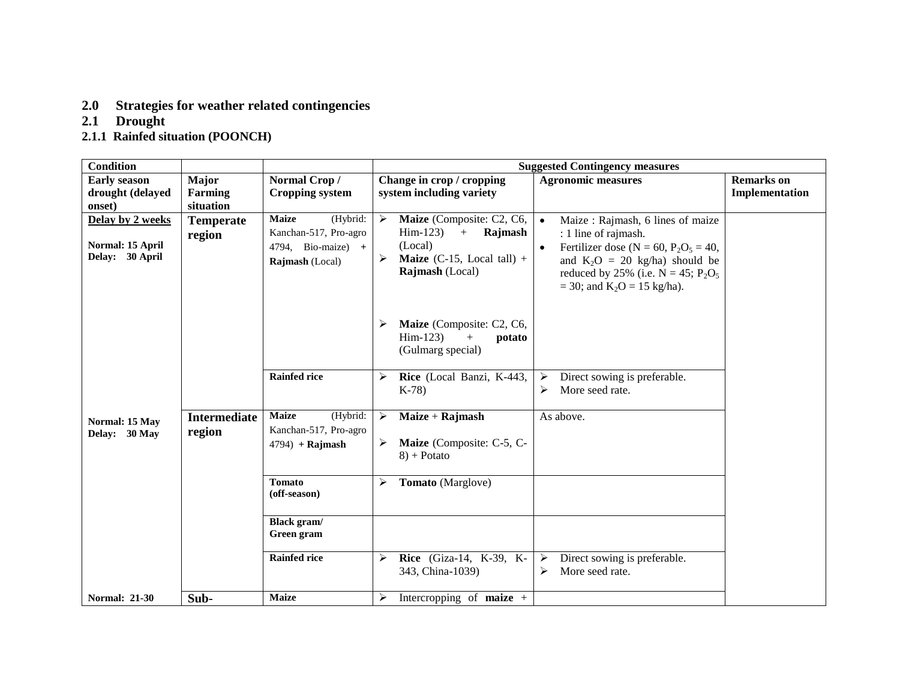## 2.0 Strategies for weather related contingencies

## 2.1 Drought

### 2.1.1 Rainfed situation (POONCH)

| Condition | | | Suggested Contingency measures | | |
|---|---|---|---|---|---|
| **Early season drought (delayed onset)** | **Major Farming situation** | **Normal Crop / Cropping system** | **Change in crop / cropping system including variety** | **Agronomic measures** | **Remarks on Implementation** |
| **Delay by 2 weeks**<br><br>**Normal: 15 April**<br>**Delay: 30 April** | **Temperate region** | **Maize** (Hybrid: Kanchan-517, Pro-agro 4794, Bio-maize) **+ Rajmash** (Local) | ➢ **Maize** (Composite: C2, C6, Him-123) + **Rajmash** (Local)<br>➢ **Maize** (C-15, Local tall) + **Rajmash** (Local)<br><br>➢ **Maize** (Composite: C2, C6, Him-123) + **potato** (Gulmarg special) | • Maize : Rajmash, 6 lines of maize : 1 line of rajmash.<br>• Fertilizer dose (N = 60, $P_2O_5$ = 40, and $K_2O$ = 20 kg/ha) should be reduced by 25% (i.e. N = 45; $P_2O_5$ = 30; and $K_2O$ = 15 kg/ha). | |
| | | **Rainfed rice** | ➢ **Rice** (Local Banzi, K-443, K-78) | ➢ Direct sowing is preferable.<br>➢ More seed rate. | |
| **Normal: 15 May**<br>**Delay: 30 May** | **Intermediate region** | **Maize** (Hybrid: Kanchan-517, Pro-agro 4794) **+ Rajmash** | ➢ **Maize** + **Rajmash**<br><br>➢ **Maize** (Composite: C-5, C-8) + Potato | As above. | |
| | | **Tomato (off-season)** | ➢ **Tomato** (Marglove) | | |
| | | **Black gram/ Green gram** | | | |
| | | **Rainfed rice** | ➢ **Rice** (Giza-14, K-39, K-343, China-1039) | ➢ Direct sowing is preferable.<br>➢ More seed rate. | |
| **Normal: 21-30** | **Sub-** | **Maize** | ➢ Intercropping of **maize** + | | |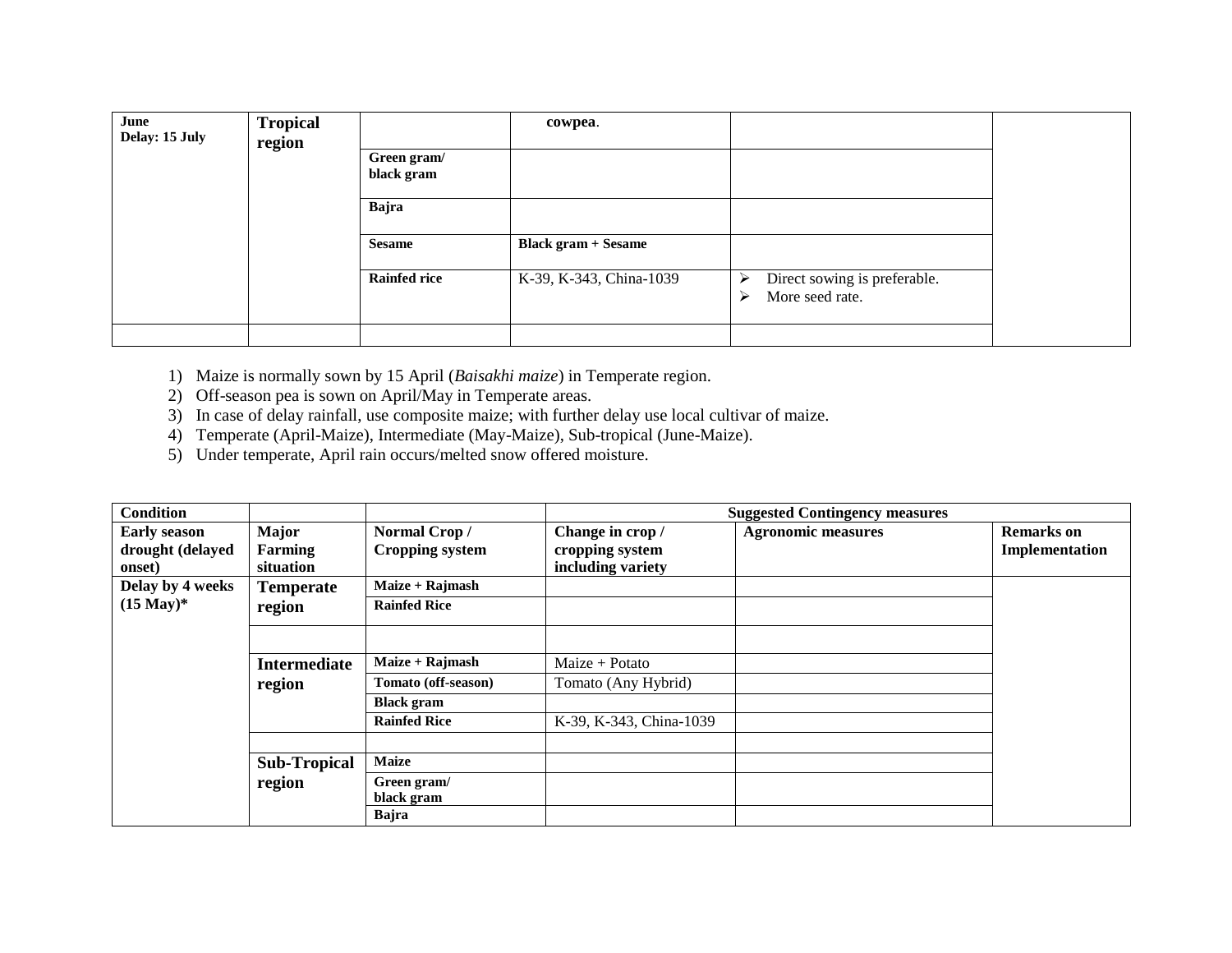| June<br>Delay: 15 July | Tropical region | | cowpea. | | |
|---|---|---|---|---|---|
| | | Green gram/ black gram | | | |
| | | Bajra | | | |
| | | Sesame | Black gram + Sesame | | |
| | | Rainfed rice | K-39, K-343, China-1039 | ➢ Direct sowing is preferable.<br>➢ More seed rate. | |
| | | | | | |

1) Maize is normally sown by 15 April (*Baisakhi maize*) in Temperate region.
2) Off-season pea is sown on April/May in Temperate areas.
3) In case of delay rainfall, use composite maize; with further delay use local cultivar of maize.
4) Temperate (April-Maize), Intermediate (May-Maize), Sub-tropical (June-Maize).
5) Under temperate, April rain occurs/melted snow offered moisture.

| Condition | | | Suggested Contingency measures | | |
|---|---|---|---|---|---|
| **Early season drought (delayed onset)** | **Major Farming situation** | **Normal Crop / Cropping system** | **Change in crop / cropping system including variety** | **Agronomic measures** | **Remarks on Implementation** |
| **Delay by 4 weeks (15 May)*** | **Temperate region** | **Maize + Rajmash** | | | |
| | | **Rainfed Rice** | | | |
| | | | | | |
| | **Intermediate region** | **Maize + Rajmash** | Maize + Potato | | |
| | | **Tomato (off-season)** | Tomato (Any Hybrid) | | |
| | | **Black gram** | | | |
| | | **Rainfed Rice** | K-39, K-343, China-1039 | | |
| | | | | | |
| | **Sub-Tropical region** | **Maize** | | | |
| | | **Green gram/ black gram** | | | |
| | | **Bajra** | | | |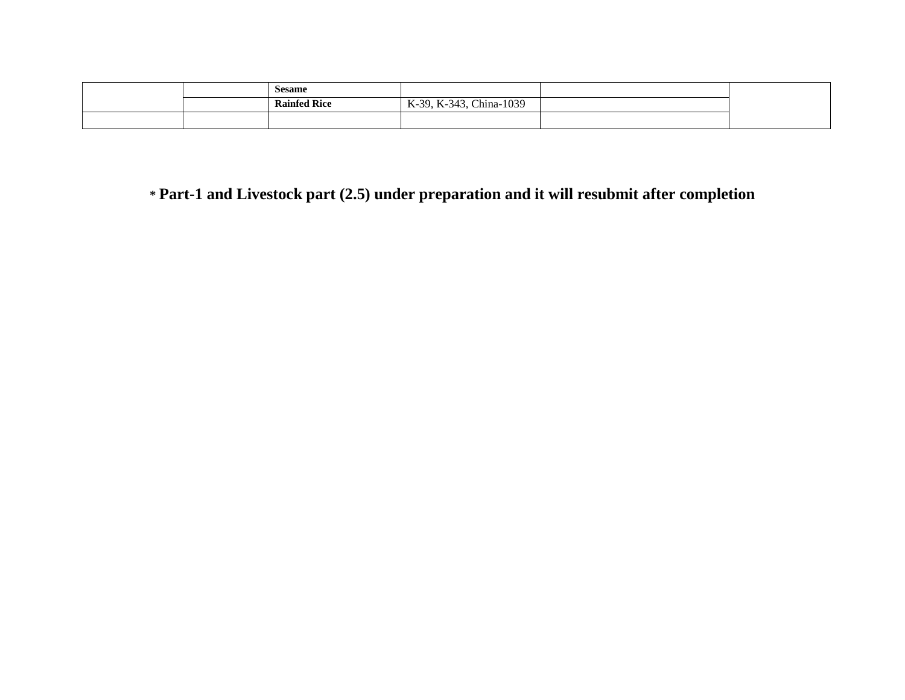| | | | | | |
|---|---|---|---|---|---|
| | | **Sesame** | | | |
| | | **Rainfed Rice** | K-39, K-343, China-1039 | | |
| | | | | | |

**\* Part-1 and Livestock part (2.5) under preparation and it will resubmit after completion**